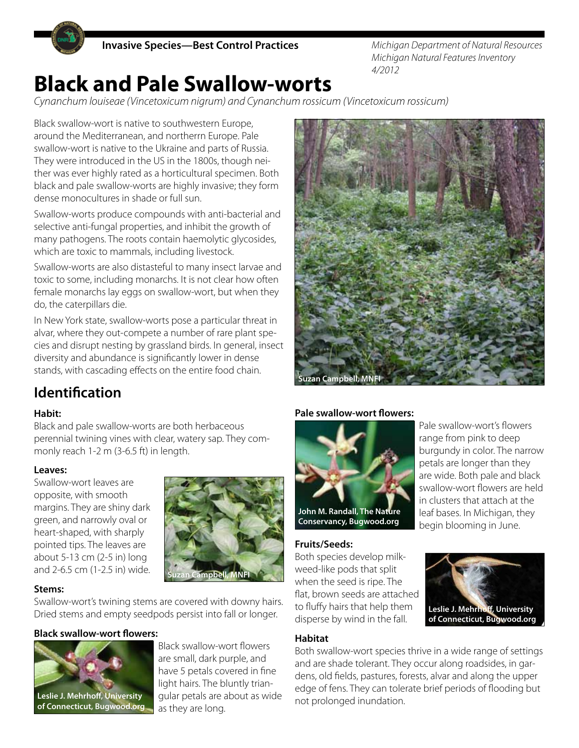**Invasive Species—Best Control Practices**

*Michigan Department of Natural Resources*
*Michigan Natural Features Inventory*
*4/2012*

# Black and Pale Swallow-worts

*Cynanchum louiseae (Vincetoxicum nigrum) and Cynanchum rossicum (Vincetoxicum rossicum)*

Black swallow-wort is native to southwestern Europe, around the Mediterranean, and northerrn Europe. Pale swallow-wort is native to the Ukraine and parts of Russia. They were introduced in the US in the 1800s, though neither was ever highly rated as a horticultural specimen. Both black and pale swallow-worts are highly invasive; they form dense monocultures in shade or full sun.

Swallow-worts produce compounds with anti-bacterial and selective anti-fungal properties, and inhibit the growth of many pathogens. The roots contain haemolytic glycosides, which are toxic to mammals, including livestock.

Swallow-worts are also distasteful to many insect larvae and toxic to some, including monarchs. It is not clear how often female monarchs lay eggs on swallow-wort, but when they do, the caterpillars die.

In New York state, swallow-worts pose a particular threat in alvar, where they out-compete a number of rare plant species and disrupt nesting by grassland birds. In general, insect diversity and abundance is significantly lower in dense stands, with cascading effects on the entire food chain.

Suzan Campbell, MNFI

## Identification

### Habit:

Black and pale swallow-worts are both herbaceous perennial twining vines with clear, watery sap. They commonly reach 1-2 m (3-6.5 ft) in length.

### Leaves:

Swallow-wort leaves are opposite, with smooth margins. They are shiny dark green, and narrowly oval or heart-shaped, with sharply pointed tips. The leaves are about 5-13 cm (2-5 in) long and 2-6.5 cm (1-2.5 in) wide.

Suzan Campbell, MNFI

### Stems:

Swallow-wort's twining stems are covered with downy hairs. Dried stems and empty seedpods persist into fall or longer.

### Black swallow-wort flowers:

Leslie J. Mehrhoff, University of Connecticut, Bugwood.org

Black swallow-wort flowers are small, dark purple, and have 5 petals covered in fine light hairs. The bluntly triangular petals are about as wide as they are long.

### Pale swallow-wort flowers:

John M. Randall, The Nature Conservancy, Bugwood.org

Pale swallow-wort's flowers range from pink to deep burgundy in color. The narrow petals are longer than they are wide. Both pale and black swallow-wort flowers are held in clusters that attach at the leaf bases. In Michigan, they begin blooming in June.

### Fruits/Seeds:

Both species develop milkweed-like pods that split when the seed is ripe. The flat, brown seeds are attached to fluffy hairs that help them disperse by wind in the fall.

Leslie J. Mehrhoff, University of Connecticut, Bugwood.org

### Habitat

Both swallow-wort species thrive in a wide range of settings and are shade tolerant. They occur along roadsides, in gardens, old fields, pastures, forests, alvar and along the upper edge of fens. They can tolerate brief periods of flooding but not prolonged inundation.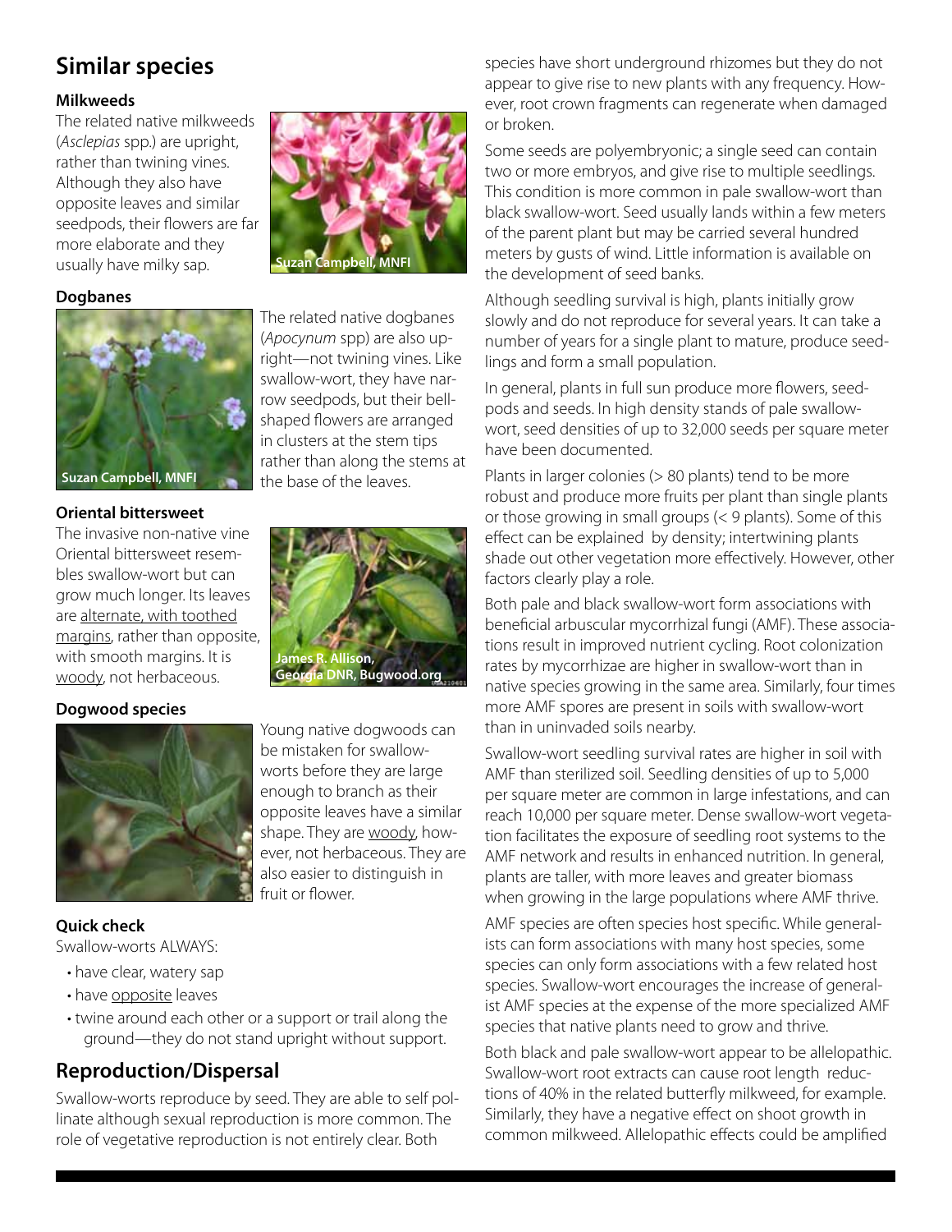## Similar species

### Milkweeds

The related native milkweeds (*Asclepias* spp.) are upright, rather than twining vines. Although they also have opposite leaves and similar seedpods, their flowers are far more elaborate and they usually have milky sap.

Suzan Campbell, MNFI

### Dogbanes

The related native dogbanes (*Apocynum* spp) are also upright—not twining vines. Like swallow-wort, they have narrow seedpods, but their bell-shaped flowers are arranged in clusters at the stem tips rather than along the stems at the base of the leaves.

Suzan Campbell, MNFI

### Oriental bittersweet

The invasive non-native vine Oriental bittersweet resembles swallow-wort but can grow much longer. Its leaves are alternate, with toothed margins, rather than opposite, with smooth margins. It is woody, not herbaceous.

James R. Allison, Georgia DNR, Bugwood.org

### Dogwood species

Young native dogwoods can be mistaken for swallow-worts before they are large enough to branch as their opposite leaves have a similar shape. They are woody, however, not herbaceous. They are also easier to distinguish in fruit or flower.

### Quick check

Swallow-worts ALWAYS:

- have clear, watery sap
- have opposite leaves
- twine around each other or a support or trail along the ground—they do not stand upright without support.

## Reproduction/Dispersal

Swallow-worts reproduce by seed. They are able to self pollinate although sexual reproduction is more common. The role of vegetative reproduction is not entirely clear. Both species have short underground rhizomes but they do not appear to give rise to new plants with any frequency. However, root crown fragments can regenerate when damaged or broken.

Some seeds are polyembryonic; a single seed can contain two or more embryos, and give rise to multiple seedlings. This condition is more common in pale swallow-wort than black swallow-wort. Seed usually lands within a few meters of the parent plant but may be carried several hundred meters by gusts of wind. Little information is available on the development of seed banks.

Although seedling survival is high, plants initially grow slowly and do not reproduce for several years. It can take a number of years for a single plant to mature, produce seedlings and form a small population.

In general, plants in full sun produce more flowers, seedpods and seeds. In high density stands of pale swallow-wort, seed densities of up to 32,000 seeds per square meter have been documented.

Plants in larger colonies (> 80 plants) tend to be more robust and produce more fruits per plant than single plants or those growing in small groups (< 9 plants). Some of this effect can be explained by density; intertwining plants shade out other vegetation more effectively. However, other factors clearly play a role.

Both pale and black swallow-wort form associations with beneficial arbuscular mycorrhizal fungi (AMF). These associations result in improved nutrient cycling. Root colonization rates by mycorrhizae are higher in swallow-wort than in native species growing in the same area. Similarly, four times more AMF spores are present in soils with swallow-wort than in uninvaded soils nearby.

Swallow-wort seedling survival rates are higher in soil with AMF than sterilized soil. Seedling densities of up to 5,000 per square meter are common in large infestations, and can reach 10,000 per square meter. Dense swallow-wort vegetation facilitates the exposure of seedling root systems to the AMF network and results in enhanced nutrition. In general, plants are taller, with more leaves and greater biomass when growing in the large populations where AMF thrive.

AMF species are often species host specific. While generalists can form associations with many host species, some species can only form associations with a few related host species. Swallow-wort encourages the increase of generalist AMF species at the expense of the more specialized AMF species that native plants need to grow and thrive.

Both black and pale swallow-wort appear to be allelopathic. Swallow-wort root extracts can cause root length reductions of 40% in the related butterfly milkweed, for example. Similarly, they have a negative effect on shoot growth in common milkweed. Allelopathic effects could be amplified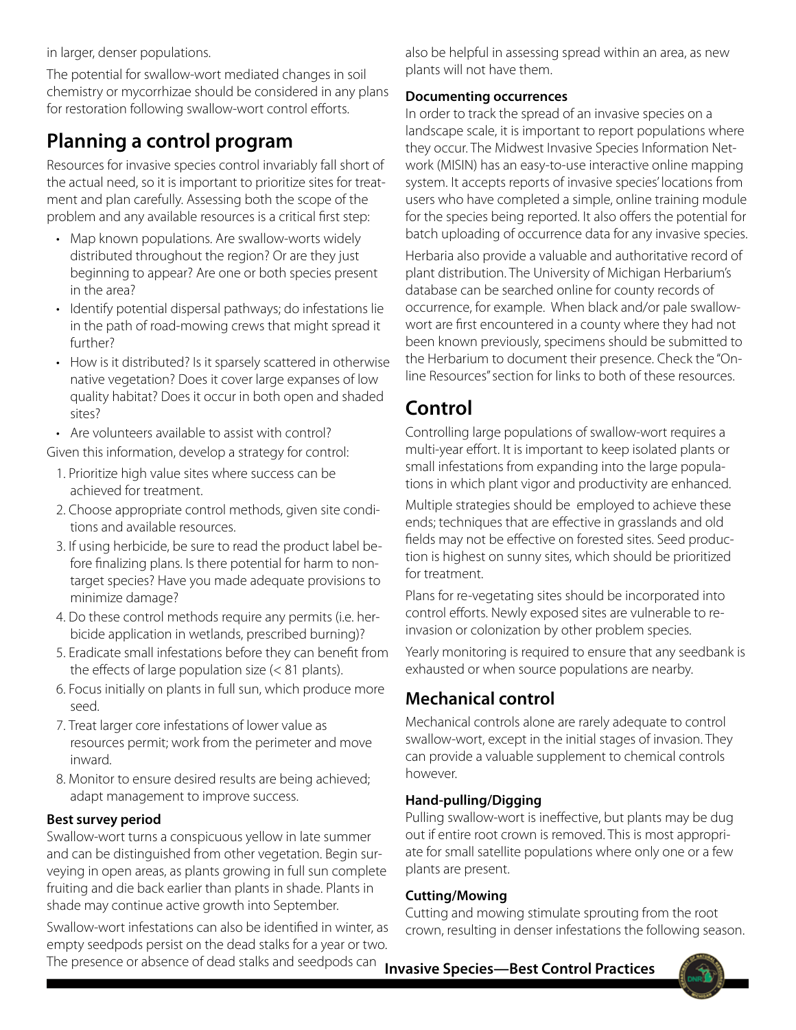in larger, denser populations.

The potential for swallow-wort mediated changes in soil chemistry or mycorrhizae should be considered in any plans for restoration following swallow-wort control efforts.

## Planning a control program

Resources for invasive species control invariably fall short of the actual need, so it is important to prioritize sites for treatment and plan carefully. Assessing both the scope of the problem and any available resources is a critical first step:

- Map known populations. Are swallow-worts widely distributed throughout the region? Or are they just beginning to appear? Are one or both species present in the area?
- Identify potential dispersal pathways; do infestations lie in the path of road-mowing crews that might spread it further?
- How is it distributed? Is it sparsely scattered in otherwise native vegetation? Does it cover large expanses of low quality habitat? Does it occur in both open and shaded sites?
- Are volunteers available to assist with control?

Given this information, develop a strategy for control:

1. Prioritize high value sites where success can be achieved for treatment.
2. Choose appropriate control methods, given site conditions and available resources.
3. If using herbicide, be sure to read the product label before finalizing plans. Is there potential for harm to non-target species? Have you made adequate provisions to minimize damage?
4. Do these control methods require any permits (i.e. herbicide application in wetlands, prescribed burning)?
5. Eradicate small infestations before they can benefit from the effects of large population size (< 81 plants).
6. Focus initially on plants in full sun, which produce more seed.
7. Treat larger core infestations of lower value as resources permit; work from the perimeter and move inward.
8. Monitor to ensure desired results are being achieved; adapt management to improve success.

### Best survey period

Swallow-wort turns a conspicuous yellow in late summer and can be distinguished from other vegetation. Begin surveying in open areas, as plants growing in full sun complete fruiting and die back earlier than plants in shade. Plants in shade may continue active growth into September.

Swallow-wort infestations can also be identified in winter, as empty seedpods persist on the dead stalks for a year or two. The presence or absence of dead stalks and seedpods can also be helpful in assessing spread within an area, as new plants will not have them.

### Documenting occurrences

In order to track the spread of an invasive species on a landscape scale, it is important to report populations where they occur. The Midwest Invasive Species Information Network (MISIN) has an easy-to-use interactive online mapping system. It accepts reports of invasive species' locations from users who have completed a simple, online training module for the species being reported. It also offers the potential for batch uploading of occurrence data for any invasive species.

Herbaria also provide a valuable and authoritative record of plant distribution. The University of Michigan Herbarium's database can be searched online for county records of occurrence, for example. When black and/or pale swallow-wort are first encountered in a county where they had not been known previously, specimens should be submitted to the Herbarium to document their presence. Check the "Online Resources" section for links to both of these resources.

## Control

Controlling large populations of swallow-wort requires a multi-year effort. It is important to keep isolated plants or small infestations from expanding into the large populations in which plant vigor and productivity are enhanced.

Multiple strategies should be employed to achieve these ends; techniques that are effective in grasslands and old fields may not be effective on forested sites. Seed production is highest on sunny sites, which should be prioritized for treatment.

Plans for re-vegetating sites should be incorporated into control efforts. Newly exposed sites are vulnerable to re-invasion or colonization by other problem species.

Yearly monitoring is required to ensure that any seedbank is exhausted or when source populations are nearby.

## Mechanical control

Mechanical controls alone are rarely adequate to control swallow-wort, except in the initial stages of invasion. They can provide a valuable supplement to chemical controls however.

### Hand-pulling/Digging

Pulling swallow-wort is ineffective, but plants may be dug out if entire root crown is removed. This is most appropriate for small satellite populations where only one or a few plants are present.

### Cutting/Mowing

Cutting and mowing stimulate sprouting from the root crown, resulting in denser infestations the following season.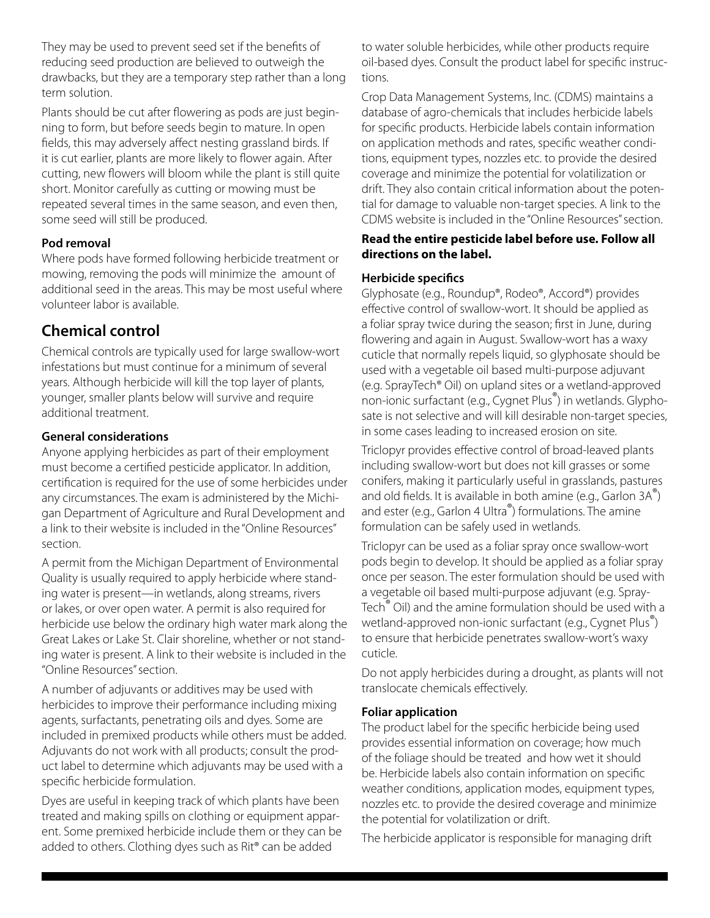They may be used to prevent seed set if the benefits of reducing seed production are believed to outweigh the drawbacks, but they are a temporary step rather than a long term solution.

Plants should be cut after flowering as pods are just beginning to form, but before seeds begin to mature. In open fields, this may adversely affect nesting grassland birds. If it is cut earlier, plants are more likely to flower again. After cutting, new flowers will bloom while the plant is still quite short. Monitor carefully as cutting or mowing must be repeated several times in the same season, and even then, some seed will still be produced.

**Pod removal**

Where pods have formed following herbicide treatment or mowing, removing the pods will minimize the amount of additional seed in the areas. This may be most useful where volunteer labor is available.

## Chemical control

Chemical controls are typically used for large swallow-wort infestations but must continue for a minimum of several years. Although herbicide will kill the top layer of plants, younger, smaller plants below will survive and require additional treatment.

**General considerations**

Anyone applying herbicides as part of their employment must become a certified pesticide applicator. In addition, certification is required for the use of some herbicides under any circumstances. The exam is administered by the Michigan Department of Agriculture and Rural Development and a link to their website is included in the "Online Resources" section.

A permit from the Michigan Department of Environmental Quality is usually required to apply herbicide where standing water is present—in wetlands, along streams, rivers or lakes, or over open water. A permit is also required for herbicide use below the ordinary high water mark along the Great Lakes or Lake St. Clair shoreline, whether or not standing water is present. A link to their website is included in the "Online Resources" section.

A number of adjuvants or additives may be used with herbicides to improve their performance including mixing agents, surfactants, penetrating oils and dyes. Some are included in premixed products while others must be added. Adjuvants do not work with all products; consult the product label to determine which adjuvants may be used with a specific herbicide formulation.

Dyes are useful in keeping track of which plants have been treated and making spills on clothing or equipment apparent. Some premixed herbicide include them or they can be added to others. Clothing dyes such as Rit® can be added to water soluble herbicides, while other products require oil-based dyes. Consult the product label for specific instructions.

Crop Data Management Systems, Inc. (CDMS) maintains a database of agro-chemicals that includes herbicide labels for specific products. Herbicide labels contain information on application methods and rates, specific weather conditions, equipment types, nozzles etc. to provide the desired coverage and minimize the potential for volatilization or drift. They also contain critical information about the potential for damage to valuable non-target species. A link to the CDMS website is included in the "Online Resources" section.

**Read the entire pesticide label before use. Follow all directions on the label.**

**Herbicide specifics**

Glyphosate (e.g., Roundup®, Rodeo®, Accord®) provides effective control of swallow-wort. It should be applied as a foliar spray twice during the season; first in June, during flowering and again in August. Swallow-wort has a waxy cuticle that normally repels liquid, so glyphosate should be used with a vegetable oil based multi-purpose adjuvant (e.g. SprayTech® Oil) on upland sites or a wetland-approved non-ionic surfactant (e.g., Cygnet Plus®) in wetlands. Glyphosate is not selective and will kill desirable non-target species, in some cases leading to increased erosion on site.

Triclopyr provides effective control of broad-leaved plants including swallow-wort but does not kill grasses or some conifers, making it particularly useful in grasslands, pastures and old fields. It is available in both amine (e.g., Garlon 3A®) and ester (e.g., Garlon 4 Ultra®) formulations. The amine formulation can be safely used in wetlands.

Triclopyr can be used as a foliar spray once swallow-wort pods begin to develop. It should be applied as a foliar spray once per season. The ester formulation should be used with a vegetable oil based multi-purpose adjuvant (e.g. SprayTech® Oil) and the amine formulation should be used with a wetland-approved non-ionic surfactant (e.g., Cygnet Plus®) to ensure that herbicide penetrates swallow-wort's waxy cuticle.

Do not apply herbicides during a drought, as plants will not translocate chemicals effectively.

**Foliar application**

The product label for the specific herbicide being used provides essential information on coverage; how much of the foliage should be treated and how wet it should be. Herbicide labels also contain information on specific weather conditions, application modes, equipment types, nozzles etc. to provide the desired coverage and minimize the potential for volatilization or drift.

The herbicide applicator is responsible for managing drift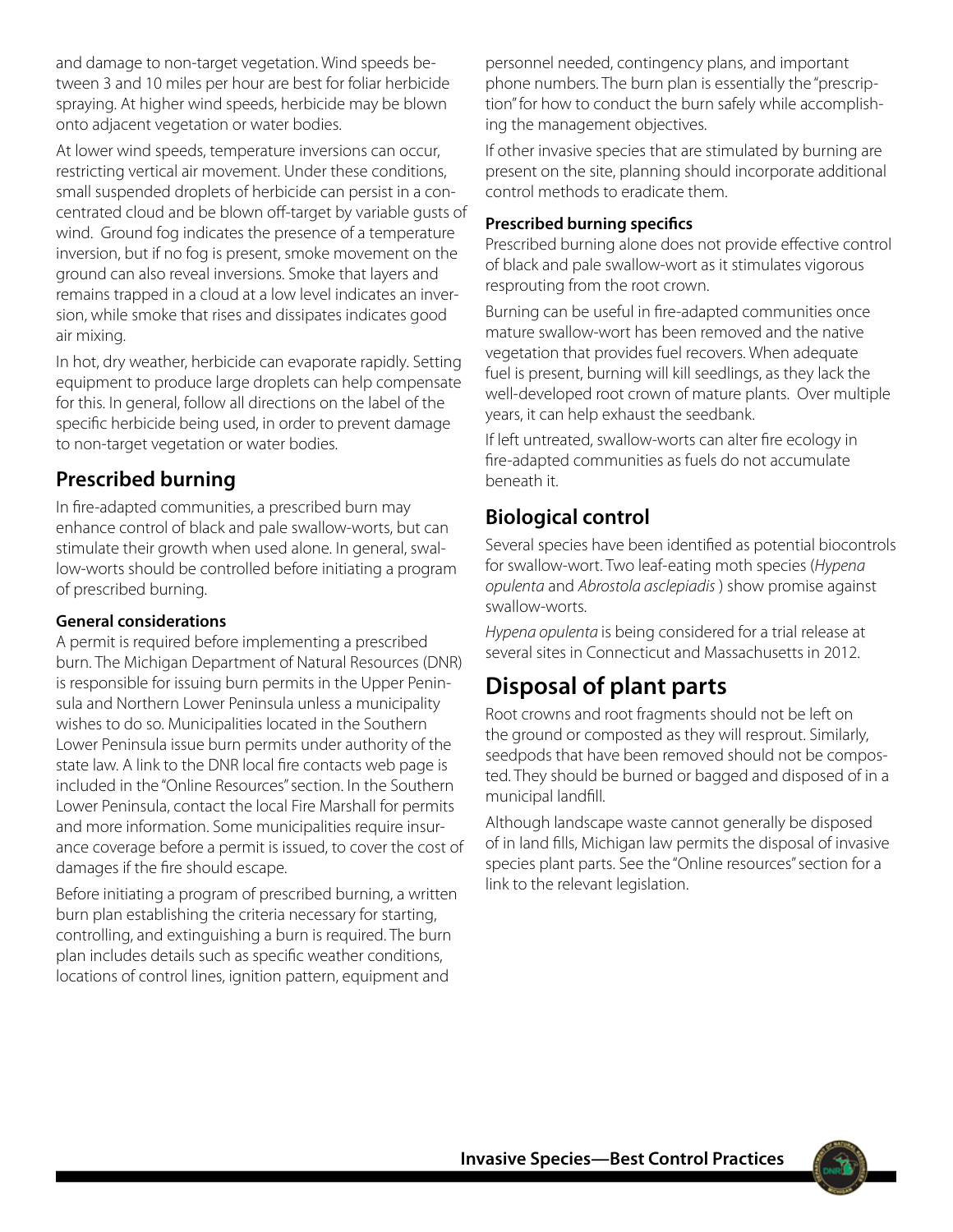and damage to non-target vegetation. Wind speeds between 3 and 10 miles per hour are best for foliar herbicide spraying. At higher wind speeds, herbicide may be blown onto adjacent vegetation or water bodies.

At lower wind speeds, temperature inversions can occur, restricting vertical air movement. Under these conditions, small suspended droplets of herbicide can persist in a concentrated cloud and be blown off-target by variable gusts of wind. Ground fog indicates the presence of a temperature inversion, but if no fog is present, smoke movement on the ground can also reveal inversions. Smoke that layers and remains trapped in a cloud at a low level indicates an inversion, while smoke that rises and dissipates indicates good air mixing.

In hot, dry weather, herbicide can evaporate rapidly. Setting equipment to produce large droplets can help compensate for this. In general, follow all directions on the label of the specific herbicide being used, in order to prevent damage to non-target vegetation or water bodies.

## Prescribed burning

In fire-adapted communities, a prescribed burn may enhance control of black and pale swallow-worts, but can stimulate their growth when used alone. In general, swallow-worts should be controlled before initiating a program of prescribed burning.

### General considerations

A permit is required before implementing a prescribed burn. The Michigan Department of Natural Resources (DNR) is responsible for issuing burn permits in the Upper Peninsula and Northern Lower Peninsula unless a municipality wishes to do so. Municipalities located in the Southern Lower Peninsula issue burn permits under authority of the state law. A link to the DNR local fire contacts web page is included in the "Online Resources" section. In the Southern Lower Peninsula, contact the local Fire Marshall for permits and more information. Some municipalities require insurance coverage before a permit is issued, to cover the cost of damages if the fire should escape.

Before initiating a program of prescribed burning, a written burn plan establishing the criteria necessary for starting, controlling, and extinguishing a burn is required. The burn plan includes details such as specific weather conditions, locations of control lines, ignition pattern, equipment and personnel needed, contingency plans, and important phone numbers. The burn plan is essentially the "prescription" for how to conduct the burn safely while accomplishing the management objectives.

If other invasive species that are stimulated by burning are present on the site, planning should incorporate additional control methods to eradicate them.

### Prescribed burning specifics

Prescribed burning alone does not provide effective control of black and pale swallow-wort as it stimulates vigorous resprouting from the root crown.

Burning can be useful in fire-adapted communities once mature swallow-wort has been removed and the native vegetation that provides fuel recovers. When adequate fuel is present, burning will kill seedlings, as they lack the well-developed root crown of mature plants. Over multiple years, it can help exhaust the seedbank.

If left untreated, swallow-worts can alter fire ecology in fire-adapted communities as fuels do not accumulate beneath it.

## Biological control

Several species have been identified as potential biocontrols for swallow-wort. Two leaf-eating moth species (*Hypena opulenta* and *Abrostola asclepiadis* ) show promise against swallow-worts.

*Hypena opulenta* is being considered for a trial release at several sites in Connecticut and Massachusetts in 2012.

# Disposal of plant parts

Root crowns and root fragments should not be left on the ground or composted as they will resprout. Similarly, seedpods that have been removed should not be composted. They should be burned or bagged and disposed of in a municipal landfill.

Although landscape waste cannot generally be disposed of in land fills, Michigan law permits the disposal of invasive species plant parts. See the "Online resources" section for a link to the relevant legislation.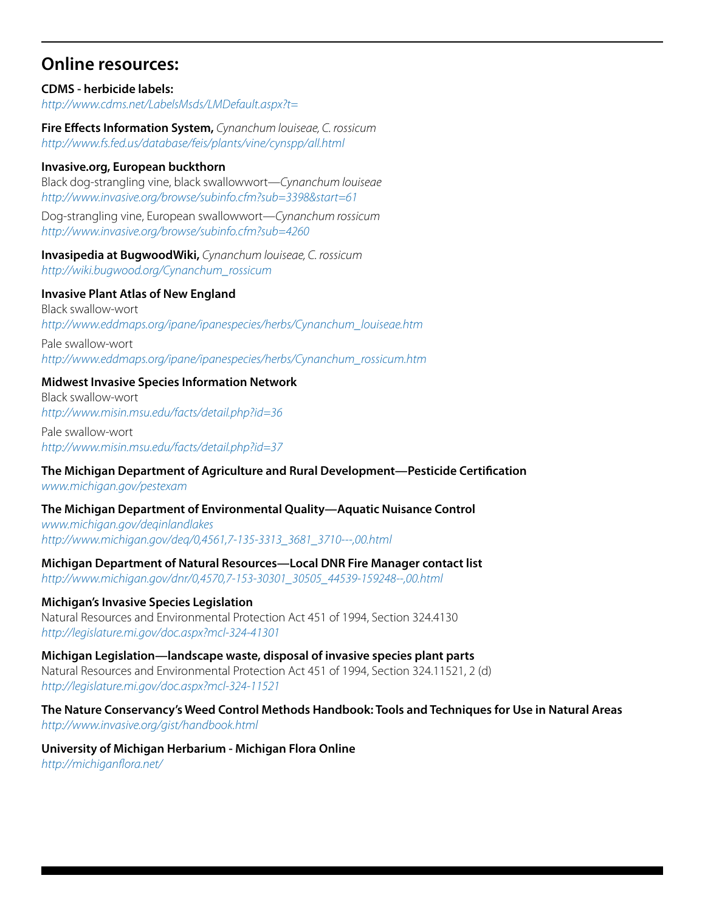## Online resources:

**CDMS - herbicide labels:**
*http://www.cdms.net/LabelsMsds/LMDefault.aspx?t=*

**Fire Effects Information System,** *Cynanchum louiseae, C. rossicum*
*http://www.fs.fed.us/database/feis/plants/vine/cynspp/all.html*

**Invasive.org, European buckthorn**
Black dog-strangling vine, black swallowwort—*Cynanchum louiseae*
*http://www.invasive.org/browse/subinfo.cfm?sub=3398&start=61*

Dog-strangling vine, European swallowwort—*Cynanchum rossicum*
*http://www.invasive.org/browse/subinfo.cfm?sub=4260*

**Invasipedia at BugwoodWiki,** *Cynanchum louiseae, C. rossicum*
*http://wiki.bugwood.org/Cynanchum_rossicum*

**Invasive Plant Atlas of New England**
Black swallow-wort
*http://www.eddmaps.org/ipane/ipanespecies/herbs/Cynanchum_louiseae.htm*

Pale swallow-wort
*http://www.eddmaps.org/ipane/ipanespecies/herbs/Cynanchum_rossicum.htm*

**Midwest Invasive Species Information Network**
Black swallow-wort
*http://www.misin.msu.edu/facts/detail.php?id=36*

Pale swallow-wort
*http://www.misin.msu.edu/facts/detail.php?id=37*

**The Michigan Department of Agriculture and Rural Development—Pesticide Certification**
*www.michigan.gov/pestexam*

**The Michigan Department of Environmental Quality—Aquatic Nuisance Control**
*www.michigan.gov/deqinlandlakes*
*http://www.michigan.gov/deq/0,4561,7-135-3313_3681_3710---,00.html*

**Michigan Department of Natural Resources—Local DNR Fire Manager contact list**
*http://www.michigan.gov/dnr/0,4570,7-153-30301_30505_44539-159248--,00.html*

**Michigan's Invasive Species Legislation**
Natural Resources and Environmental Protection Act 451 of 1994, Section 324.4130
*http://legislature.mi.gov/doc.aspx?mcl-324-41301*

**Michigan Legislation—landscape waste, disposal of invasive species plant parts**
Natural Resources and Environmental Protection Act 451 of 1994, Section 324.11521, 2 (d)
*http://legislature.mi.gov/doc.aspx?mcl-324-11521*

**The Nature Conservancy's Weed Control Methods Handbook: Tools and Techniques for Use in Natural Areas**
*http://www.invasive.org/gist/handbook.html*

**University of Michigan Herbarium - Michigan Flora Online**
*http://michiganflora.net/*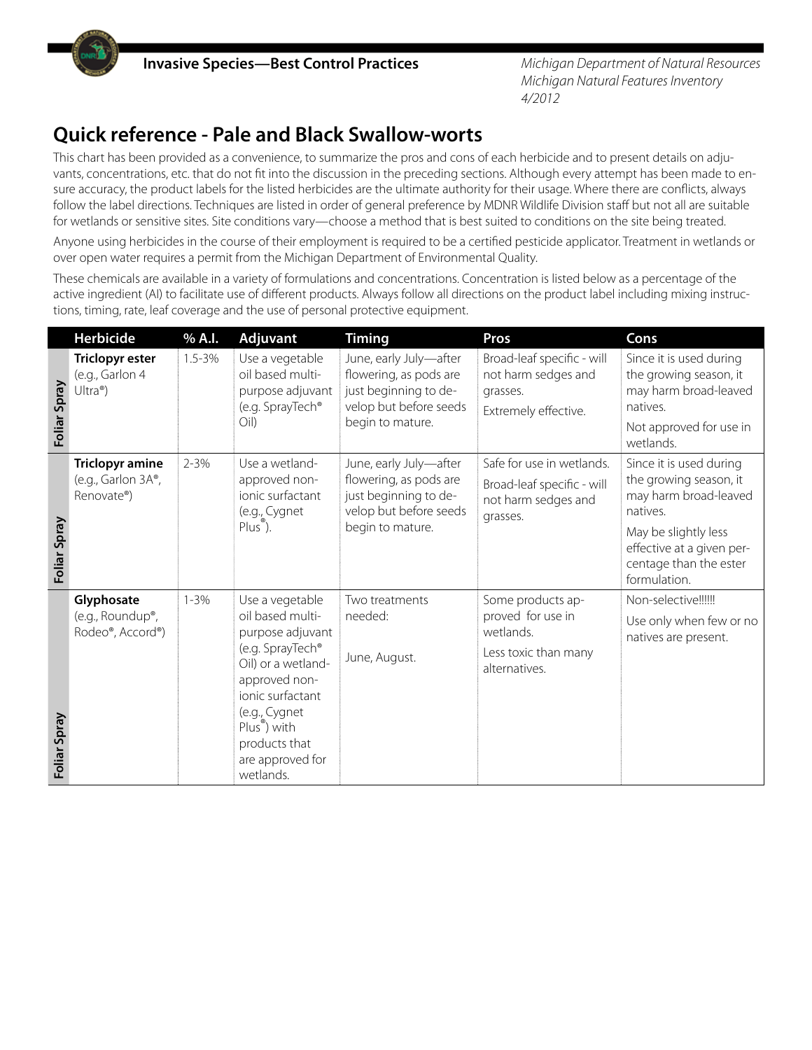## Quick reference - Pale and Black Swallow-worts

This chart has been provided as a convenience, to summarize the pros and cons of each herbicide and to present details on adjuvants, concentrations, etc. that do not fit into the discussion in the preceding sections. Although every attempt has been made to ensure accuracy, the product labels for the listed herbicides are the ultimate authority for their usage. Where there are conflicts, always follow the label directions. Techniques are listed in order of general preference by MDNR Wildlife Division staff but not all are suitable for wetlands or sensitive sites. Site conditions vary—choose a method that is best suited to conditions on the site being treated.

Anyone using herbicides in the course of their employment is required to be a certified pesticide applicator. Treatment in wetlands or over open water requires a permit from the Michigan Department of Environmental Quality.

These chemicals are available in a variety of formulations and concentrations. Concentration is listed below as a percentage of the active ingredient (AI) to facilitate use of different products. Always follow all directions on the product label including mixing instructions, timing, rate, leaf coverage and the use of personal protective equipment.

| | Herbicide | % A.I. | Adjuvant | Timing | Pros | Cons |
|---|---|---|---|---|---|---|
| Foliar Spray | **Triclopyr ester** (e.g., Garlon 4 Ultra®) | 1.5-3% | Use a vegetable oil based multi-purpose adjuvant (e.g. SprayTech® Oil) | June, early July—after flowering, as pods are just beginning to develop but before seeds begin to mature. | Broad-leaf specific - will not harm sedges and grasses.<br>Extremely effective. | Since it is used during the growing season, it may harm broad-leaved natives.<br>Not approved for use in wetlands. |
| Foliar Spray | **Triclopyr amine** (e.g., Garlon 3A®, Renovate®) | 2-3% | Use a wetland-approved non-ionic surfactant (e.g., Cygnet Plus®). | June, early July—after flowering, as pods are just beginning to develop but before seeds begin to mature. | Safe for use in wetlands.<br>Broad-leaf specific - will not harm sedges and grasses. | Since it is used during the growing season, it may harm broad-leaved natives.<br>May be slightly less effective at a given percentage than the ester formulation. |
| Foliar Spray | **Glyphosate** (e.g., Roundup®, Rodeo®, Accord®) | 1-3% | Use a vegetable oil based multi-purpose adjuvant (e.g. SprayTech® Oil) or a wetland-approved non-ionic surfactant (e.g., Cygnet Plus®) with products that are approved for wetlands. | Two treatments needed:<br><br>June, August. | Some products approved for use in wetlands.<br>Less toxic than many alternatives. | Non-selective!!!!!!<br>Use only when few or no natives are present. |